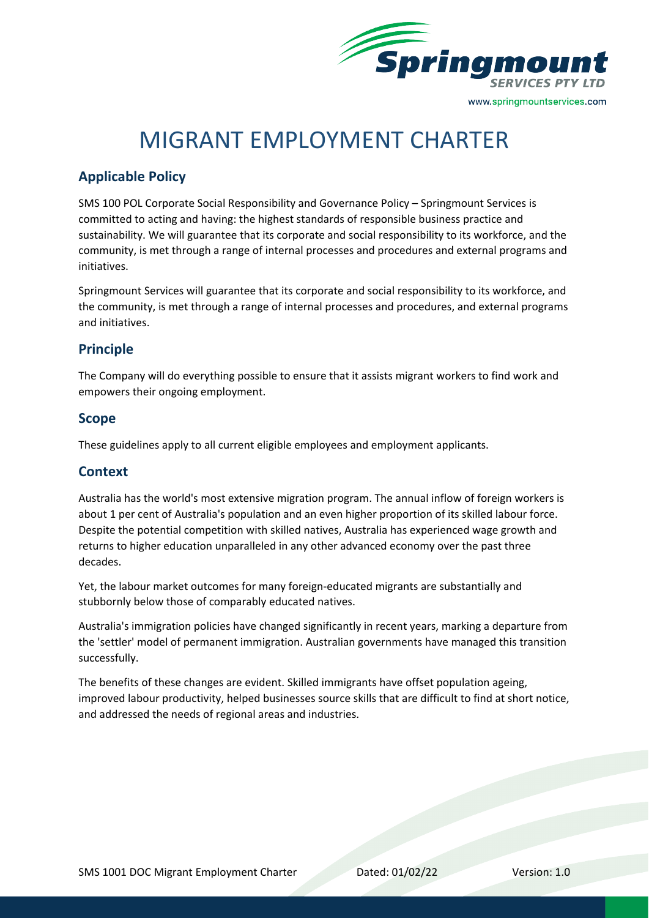# MIGRANT EMPLOYMENT CHARTER

## Applicable Policy

SMS 100 POL Corporate Social Responsibility and Governance Policy – Springmount Services is committed to acting and having: the highest standards of responsible business practice and sustainability. We will guarantee that its corporate and social responsibility to its workforce, and the community, is met through a range of internal processes and procedures and external programs and initiatives.

Springmount Services will guarantee that its corporate and social responsibility to its workforce, and the community, is met through a range of internal processes and procedures, and external programs and initiatives.

## Principle

The Company will do everything possible to ensure that it assists migrant workers to find work and empowers their ongoing employment.

## Scope

These guidelines apply to all current eligible employees and employment applicants.

## Context

Australia has the world's most extensive migration program. The annual inflow of foreign workers is about 1 per cent of Australia's population and an even higher proportion of its skilled labour force. Despite the potential competition with skilled natives, Australia has experienced wage growth and returns to higher education unparalleled in any other advanced economy over the past three decades.

Yet, the labour market outcomes for many foreign-educated migrants are substantially and stubbornly below those of comparably educated natives.

Australia's immigration policies have changed significantly in recent years, marking a departure from the 'settler' model of permanent immigration. Australian governments have managed this transition successfully.

The benefits of these changes are evident. Skilled immigrants have offset population ageing, improved labour productivity, helped businesses source skills that are difficult to find at short notice, and addressed the needs of regional areas and industries.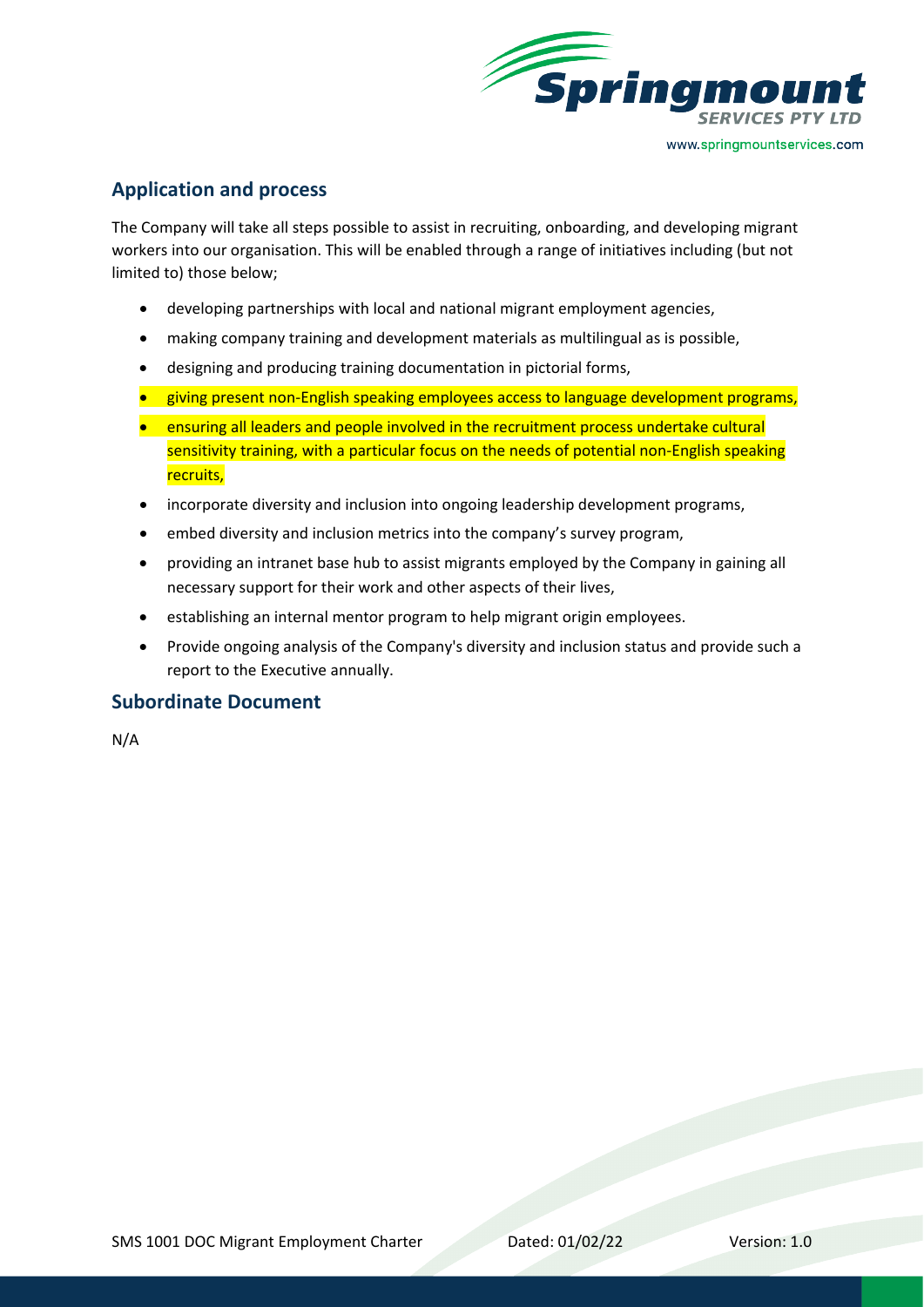## Application and process

The Company will take all steps possible to assist in recruiting, onboarding, and developing migrant workers into our organisation. This will be enabled through a range of initiatives including (but not limited to) those below;

- developing partnerships with local and national migrant employment agencies,
- making company training and development materials as multilingual as is possible,
- designing and producing training documentation in pictorial forms,
- giving present non-English speaking employees access to language development programs,
- ensuring all leaders and people involved in the recruitment process undertake cultural sensitivity training, with a particular focus on the needs of potential non-English speaking recruits,
- incorporate diversity and inclusion into ongoing leadership development programs,
- embed diversity and inclusion metrics into the company's survey program,
- providing an intranet base hub to assist migrants employed by the Company in gaining all necessary support for their work and other aspects of their lives,
- establishing an internal mentor program to help migrant origin employees.
- Provide ongoing analysis of the Company's diversity and inclusion status and provide such a report to the Executive annually.

## Subordinate Document

N/A